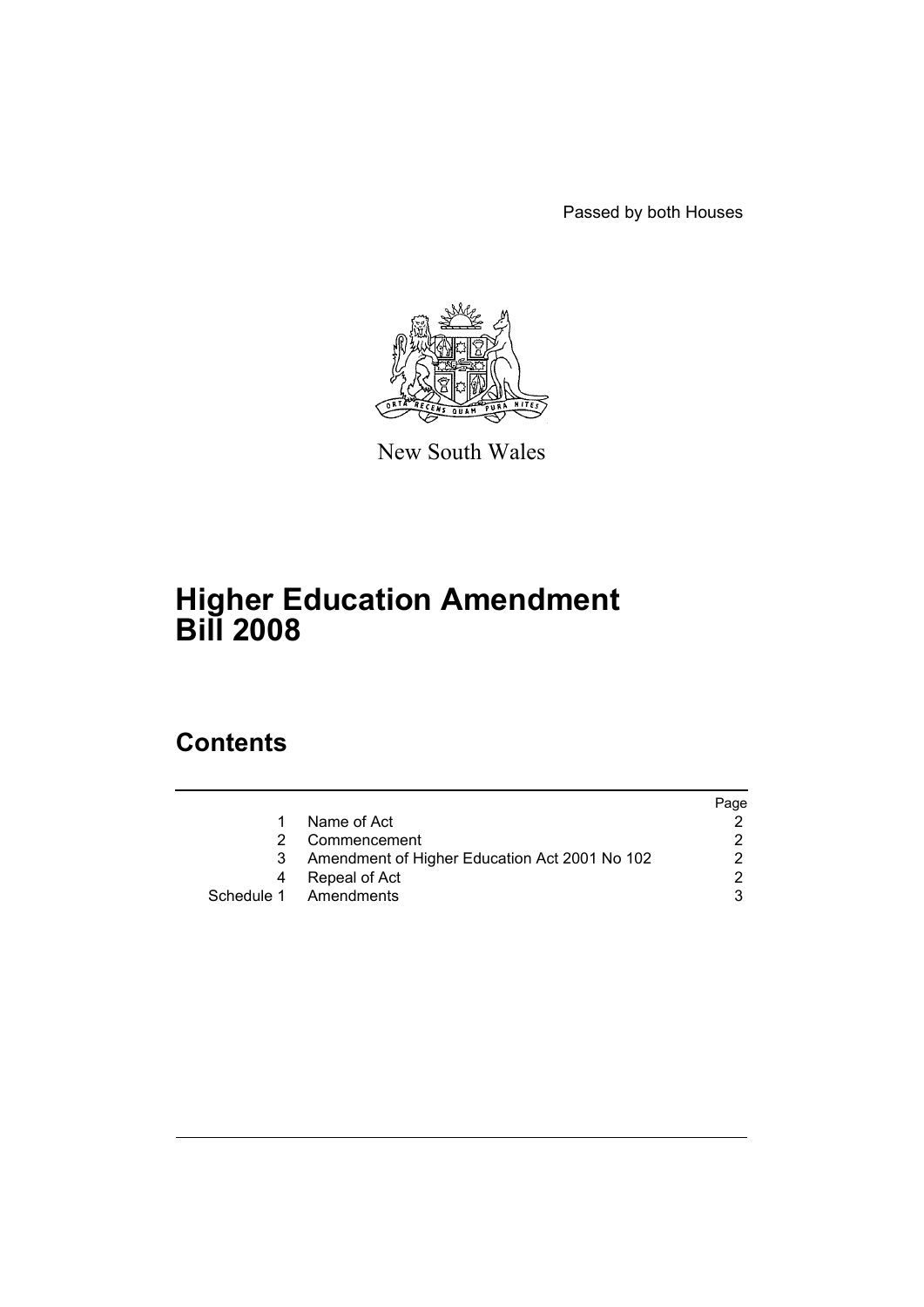Passed by both Houses

New South Wales

# Higher Education Amendment Bill 2008

## Contents

| | | Page |
|---|---|---|
| 1 | Name of Act | 2 |
| 2 | Commencement | 2 |
| 3 | Amendment of Higher Education Act 2001 No 102 | 2 |
| 4 | Repeal of Act | 2 |
| Schedule 1 | Amendments | 3 |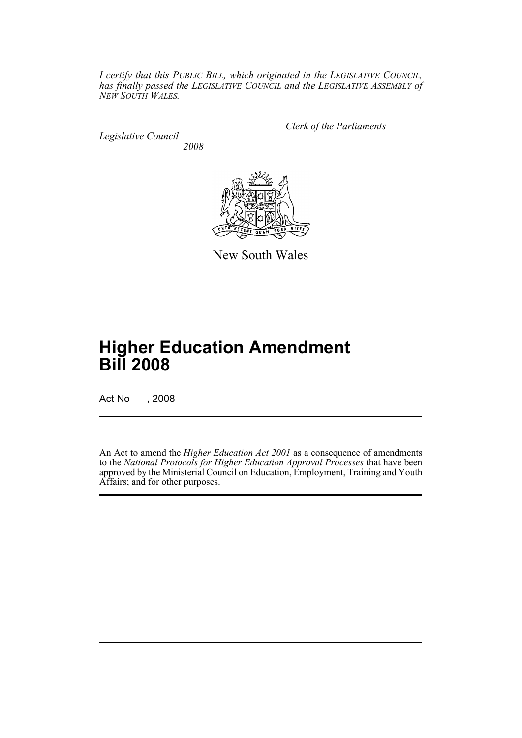*I certify that this PUBLIC BILL, which originated in the LEGISLATIVE COUNCIL, has finally passed the LEGISLATIVE COUNCIL and the LEGISLATIVE ASSEMBLY of NEW SOUTH WALES.*

*Clerk of the Parliaments*

*Legislative Council*

*2008*

New South Wales

# Higher Education Amendment Bill 2008

Act No , 2008

An Act to amend the *Higher Education Act 2001* as a consequence of amendments to the *National Protocols for Higher Education Approval Processes* that have been approved by the Ministerial Council on Education, Employment, Training and Youth Affairs; and for other purposes.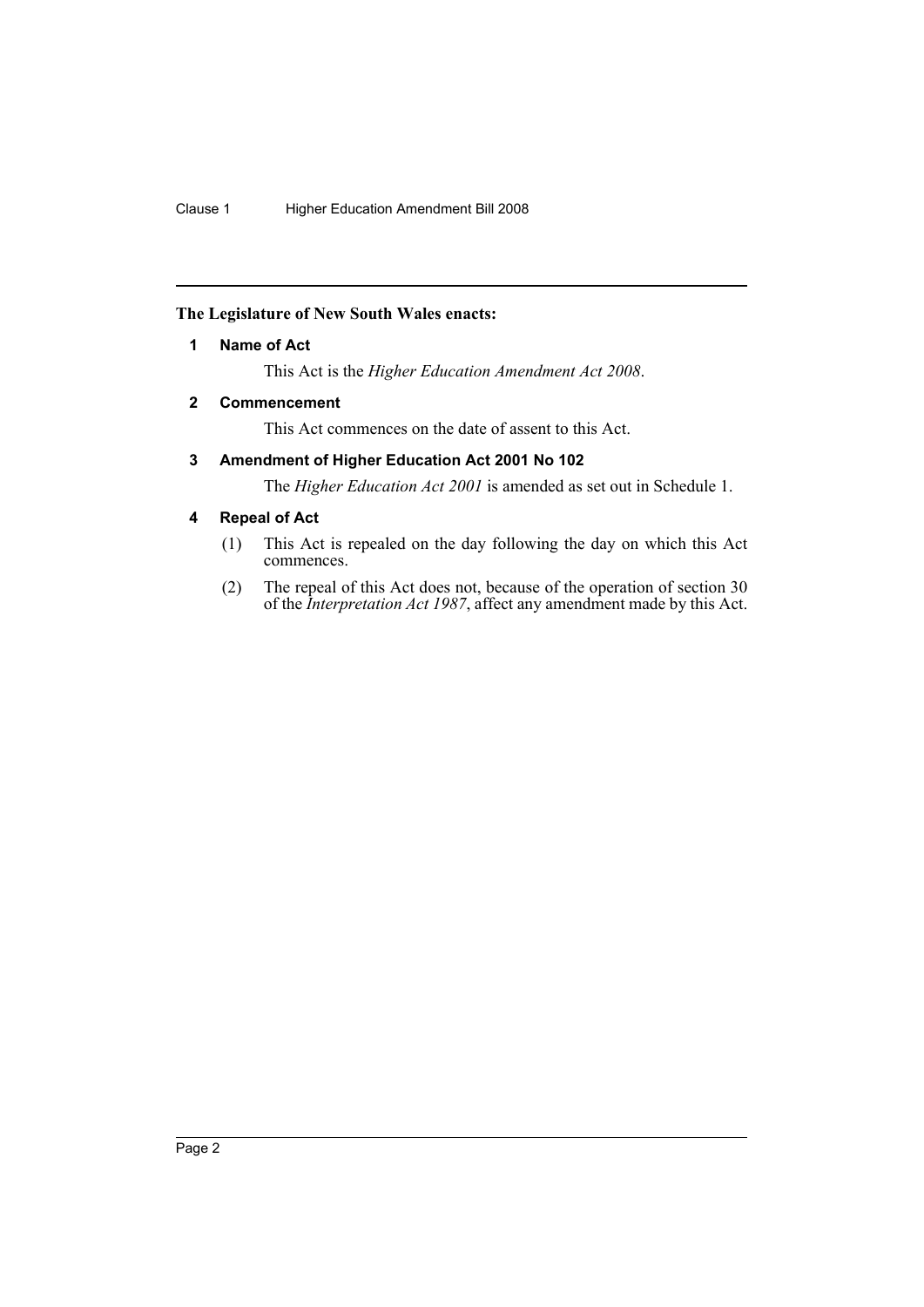**The Legislature of New South Wales enacts:**

### 1 Name of Act

This Act is the *Higher Education Amendment Act 2008*.

### 2 Commencement

This Act commences on the date of assent to this Act.

### 3 Amendment of Higher Education Act 2001 No 102

The *Higher Education Act 2001* is amended as set out in Schedule 1.

### 4 Repeal of Act

(1) This Act is repealed on the day following the day on which this Act commences.

(2) The repeal of this Act does not, because of the operation of section 30 of the *Interpretation Act 1987*, affect any amendment made by this Act.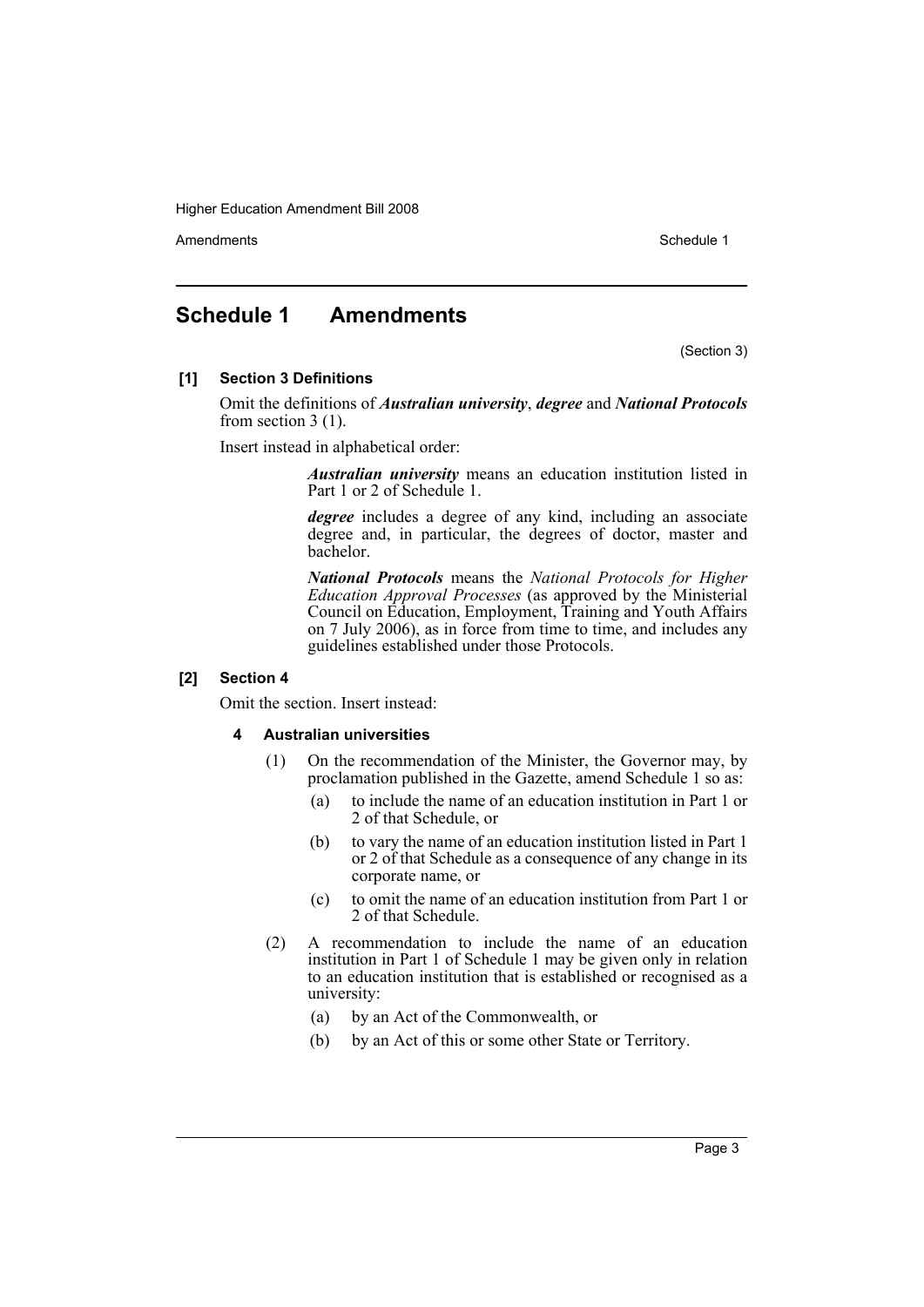## Schedule 1 Amendments

(Section 3)

**[1] Section 3 Definitions**

Omit the definitions of ***Australian university***, ***degree*** and ***National Protocols*** from section 3 (1).

Insert instead in alphabetical order:

> ***Australian university*** means an education institution listed in Part 1 or 2 of Schedule 1.
>
> ***degree*** includes a degree of any kind, including an associate degree and, in particular, the degrees of doctor, master and bachelor.
>
> ***National Protocols*** means the *National Protocols for Higher Education Approval Processes* (as approved by the Ministerial Council on Education, Employment, Training and Youth Affairs on 7 July 2006), as in force from time to time, and includes any guidelines established under those Protocols.

**[2] Section 4**

Omit the section. Insert instead:

**4 Australian universities**

(1) On the recommendation of the Minister, the Governor may, by proclamation published in the Gazette, amend Schedule 1 so as:

- (a) to include the name of an education institution in Part 1 or 2 of that Schedule, or
- (b) to vary the name of an education institution listed in Part 1 or 2 of that Schedule as a consequence of any change in its corporate name, or
- (c) to omit the name of an education institution from Part 1 or 2 of that Schedule.

(2) A recommendation to include the name of an education institution in Part 1 of Schedule 1 may be given only in relation to an education institution that is established or recognised as a university:

- (a) by an Act of the Commonwealth, or
- (b) by an Act of this or some other State or Territory.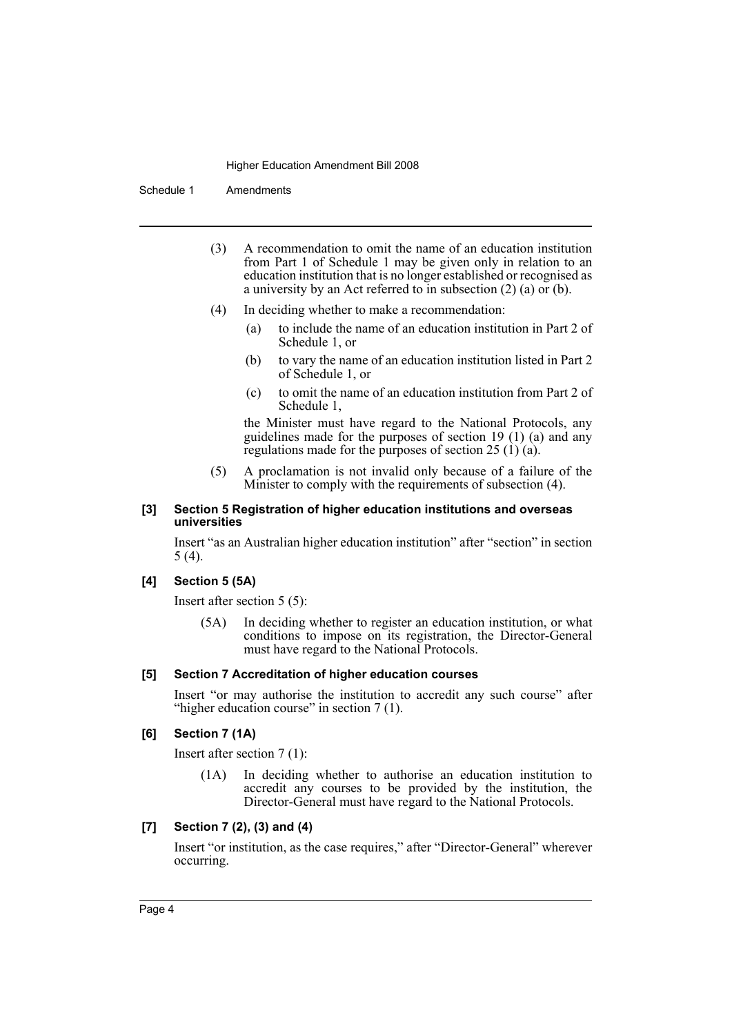(3) A recommendation to omit the name of an education institution from Part 1 of Schedule 1 may be given only in relation to an education institution that is no longer established or recognised as a university by an Act referred to in subsection (2) (a) or (b).

(4) In deciding whether to make a recommendation:

- (a) to include the name of an education institution in Part 2 of Schedule 1, or
- (b) to vary the name of an education institution listed in Part 2 of Schedule 1, or
- (c) to omit the name of an education institution from Part 2 of Schedule 1,

the Minister must have regard to the National Protocols, any guidelines made for the purposes of section 19 (1) (a) and any regulations made for the purposes of section 25 (1) (a).

(5) A proclamation is not invalid only because of a failure of the Minister to comply with the requirements of subsection (4).

**[3] Section 5 Registration of higher education institutions and overseas universities**

Insert "as an Australian higher education institution" after "section" in section 5 (4).

**[4] Section 5 (5A)**

Insert after section 5 (5):

(5A) In deciding whether to register an education institution, or what conditions to impose on its registration, the Director-General must have regard to the National Protocols.

**[5] Section 7 Accreditation of higher education courses**

Insert "or may authorise the institution to accredit any such course" after "higher education course" in section 7 (1).

**[6] Section 7 (1A)**

Insert after section 7 (1):

(1A) In deciding whether to authorise an education institution to accredit any courses to be provided by the institution, the Director-General must have regard to the National Protocols.

**[7] Section 7 (2), (3) and (4)**

Insert "or institution, as the case requires," after "Director-General" wherever occurring.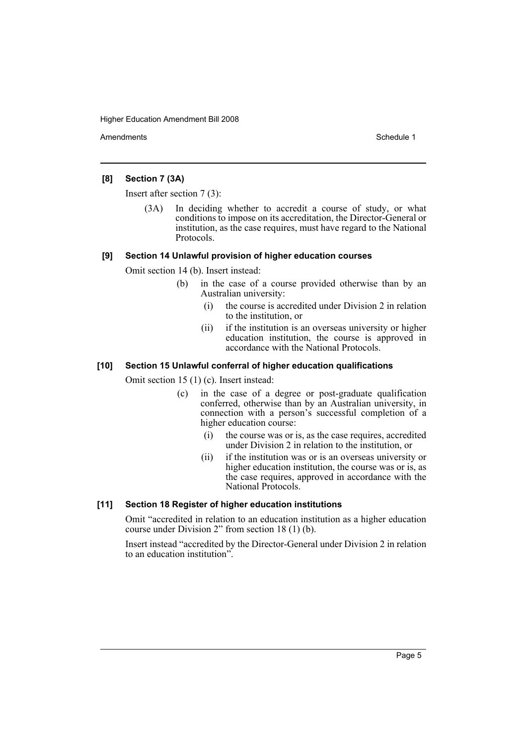**[8] Section 7 (3A)**

Insert after section 7 (3):

(3A) In deciding whether to accredit a course of study, or what conditions to impose on its accreditation, the Director-General or institution, as the case requires, must have regard to the National Protocols.

**[9] Section 14 Unlawful provision of higher education courses**

Omit section 14 (b). Insert instead:

- (b) in the case of a course provided otherwise than by an Australian university:
  - (i) the course is accredited under Division 2 in relation to the institution, or
  - (ii) if the institution is an overseas university or higher education institution, the course is approved in accordance with the National Protocols.

**[10] Section 15 Unlawful conferral of higher education qualifications**

Omit section 15 (1) (c). Insert instead:

- (c) in the case of a degree or post-graduate qualification conferred, otherwise than by an Australian university, in connection with a person's successful completion of a higher education course:
  - (i) the course was or is, as the case requires, accredited under Division 2 in relation to the institution, or
  - (ii) if the institution was or is an overseas university or higher education institution, the course was or is, as the case requires, approved in accordance with the National Protocols.

**[11] Section 18 Register of higher education institutions**

Omit "accredited in relation to an education institution as a higher education course under Division 2" from section 18 (1) (b).

Insert instead "accredited by the Director-General under Division 2 in relation to an education institution".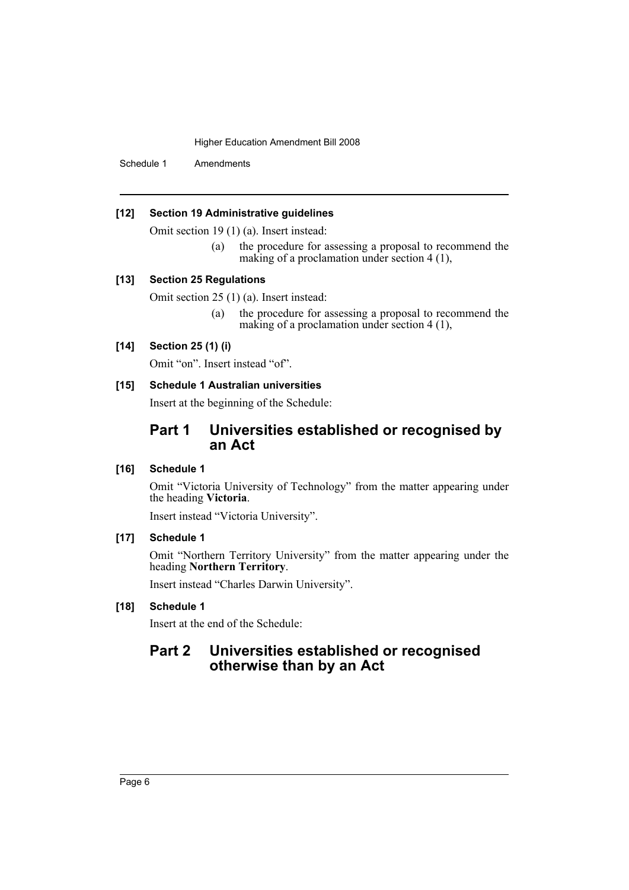**[12] Section 19 Administrative guidelines**

Omit section 19 (1) (a). Insert instead:

> (a) the procedure for assessing a proposal to recommend the making of a proclamation under section 4 (1),

**[13] Section 25 Regulations**

Omit section 25 (1) (a). Insert instead:

> (a) the procedure for assessing a proposal to recommend the making of a proclamation under section 4 (1),

**[14] Section 25 (1) (i)**

Omit "on". Insert instead "of".

**[15] Schedule 1 Australian universities**

Insert at the beginning of the Schedule:

## Part 1 Universities established or recognised by an Act

**[16] Schedule 1**

Omit "Victoria University of Technology" from the matter appearing under the heading **Victoria**.

Insert instead "Victoria University".

**[17] Schedule 1**

Omit "Northern Territory University" from the matter appearing under the heading **Northern Territory**.

Insert instead "Charles Darwin University".

**[18] Schedule 1**

Insert at the end of the Schedule:

## Part 2 Universities established or recognised otherwise than by an Act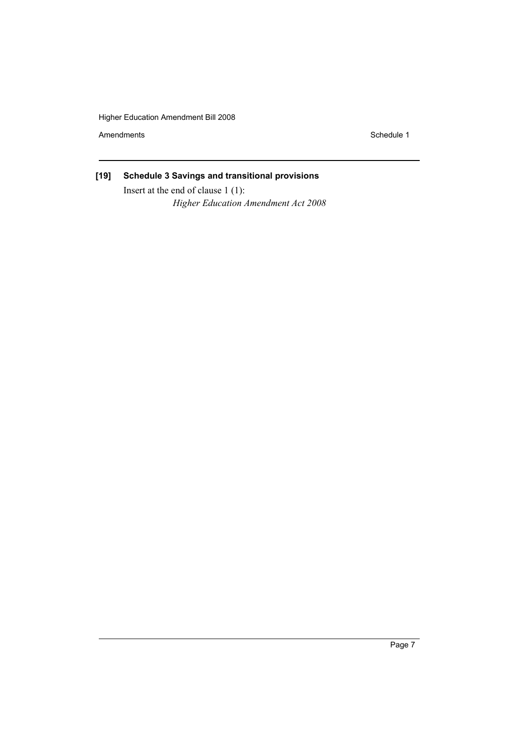**[19] Schedule 3 Savings and transitional provisions**

Insert at the end of clause 1 (1):

*Higher Education Amendment Act 2008*